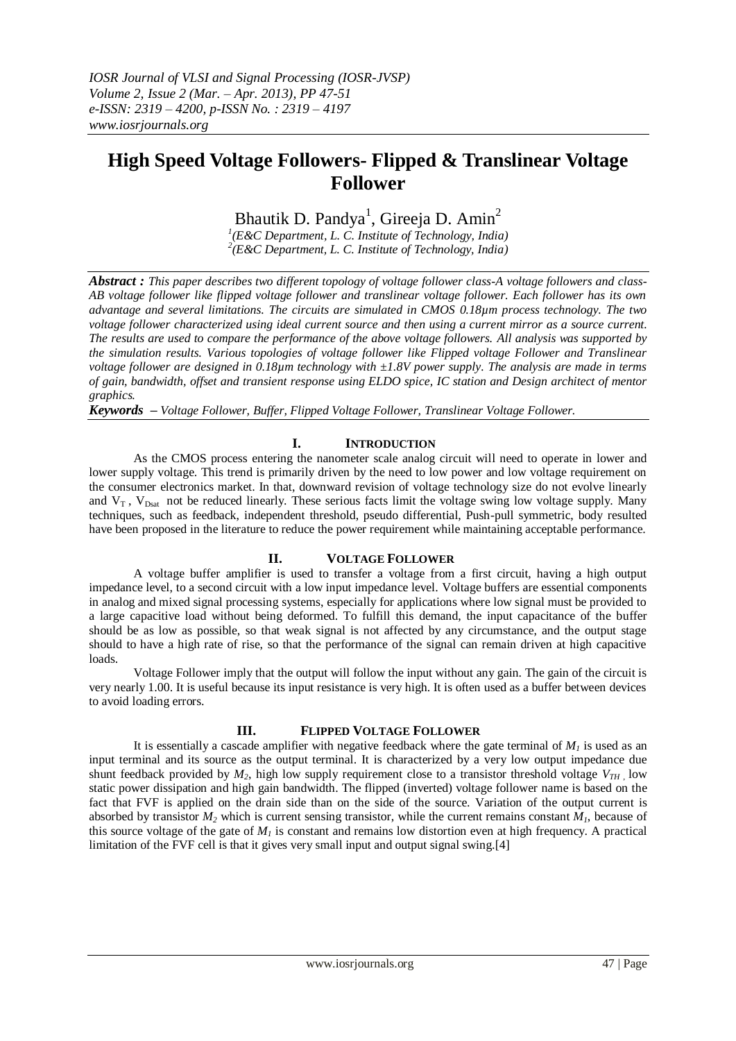# High Speed Voltage Followers- Flipped & Translinear Voltage Follower

Bhautik D. Pandya[1], Gireeja D. Amin[2]

[1](E&C Department, L. C. Institute of Technology, India)
[2](E&C Department, L. C. Institute of Technology, India)

***Abstract :*** *This paper describes two different topology of voltage follower class-A voltage followers and class-AB voltage follower like flipped voltage follower and translinear voltage follower. Each follower has its own advantage and several limitations. The circuits are simulated in CMOS 0.18µm process technology. The two voltage follower characterized using ideal current source and then using a current mirror as a source current. The results are used to compare the performance of the above voltage followers. All analysis was supported by the simulation results. Various topologies of voltage follower like Flipped voltage Follower and Translinear voltage follower are designed in 0.18µm technology with ±1.8V power supply. The analysis are made in terms of gain, bandwidth, offset and transient response using ELDO spice, IC station and Design architect of mentor graphics.*

***Keywords*** *– Voltage Follower, Buffer, Flipped Voltage Follower, Translinear Voltage Follower.*

## I. Introduction

As the CMOS process entering the nanometer scale analog circuit will need to operate in lower and lower supply voltage. This trend is primarily driven by the need to low power and low voltage requirement on the consumer electronics market. In that, downward revision of voltage technology size do not evolve linearly and $V_T$ , $V_{Dsat}$ not be reduced linearly. These serious facts limit the voltage swing low voltage supply. Many techniques, such as feedback, independent threshold, pseudo differential, Push-pull symmetric, body resulted have been proposed in the literature to reduce the power requirement while maintaining acceptable performance.

## II. Voltage Follower

A voltage buffer amplifier is used to transfer a voltage from a first circuit, having a high output impedance level, to a second circuit with a low input impedance level. Voltage buffers are essential components in analog and mixed signal processing systems, especially for applications where low signal must be provided to a large capacitive load without being deformed. To fulfill this demand, the input capacitance of the buffer should be as low as possible, so that weak signal is not affected by any circumstance, and the output stage should to have a high rate of rise, so that the performance of the signal can remain driven at high capacitive loads.

Voltage Follower imply that the output will follow the input without any gain. The gain of the circuit is very nearly 1.00. It is useful because its input resistance is very high. It is often used as a buffer between devices to avoid loading errors.

## III. Flipped Voltage Follower

It is essentially a cascade amplifier with negative feedback where the gate terminal of $M_1$ is used as an input terminal and its source as the output terminal. It is characterized by a very low output impedance due shunt feedback provided by $M_2$, high low supply requirement close to a transistor threshold voltage $V_{TH}$ , low static power dissipation and high gain bandwidth. The flipped (inverted) voltage follower name is based on the fact that FVF is applied on the drain side than on the side of the source. Variation of the output current is absorbed by transistor $M_2$ which is current sensing transistor, while the current remains constant $M_1$, because of this source voltage of the gate of $M_1$ is constant and remains low distortion even at high frequency. A practical limitation of the FVF cell is that it gives very small input and output signal swing.[4]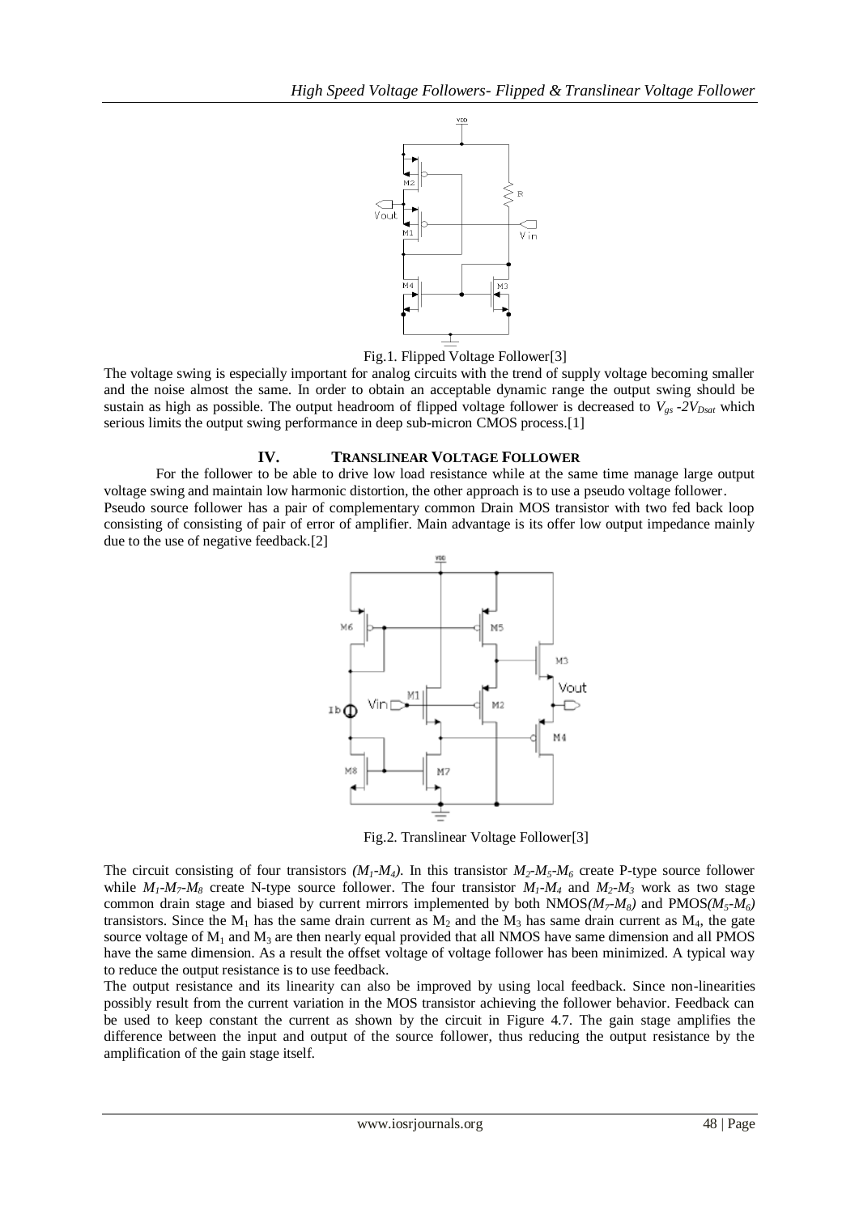Fig.1. Flipped Voltage Follower[3]

The voltage swing is especially important for analog circuits with the trend of supply voltage becoming smaller and the noise almost the same. In order to obtain an acceptable dynamic range the output swing should be sustain as high as possible. The output headroom of flipped voltage follower is decreased to $V_{gs}$ $-2V_{Dsat}$ which serious limits the output swing performance in deep sub-micron CMOS process.[1]

## IV. TRANSLINEAR VOLTAGE FOLLOWER

For the follower to be able to drive low load resistance while at the same time manage large output voltage swing and maintain low harmonic distortion, the other approach is to use a pseudo voltage follower. Pseudo source follower has a pair of complementary common Drain MOS transistor with two fed back loop consisting of consisting of pair of error of amplifier. Main advantage is its offer low output impedance mainly due to the use of negative feedback.[2]

Fig.2. Translinear Voltage Follower[3]

The circuit consisting of four transistors *($M_1$-$M_4$)*. In this transistor $M_2$-$M_5$-$M_6$ create P-type source follower while $M_1$-$M_7$-$M_8$ create N-type source follower. The four transistor $M_1$-$M_4$ and $M_2$-$M_3$ work as two stage common drain stage and biased by current mirrors implemented by both NMOS*($M_7$-$M_8$)* and PMOS*($M_5$-$M_6$)* transistors. Since the $M_1$ has the same drain current as $M_2$ and the $M_3$ has same drain current as $M_4$, the gate source voltage of $M_1$ and $M_3$ are then nearly equal provided that all NMOS have same dimension and all PMOS have the same dimension. As a result the offset voltage of voltage follower has been minimized. A typical way to reduce the output resistance is to use feedback.

The output resistance and its linearity can also be improved by using local feedback. Since non-linearities possibly result from the current variation in the MOS transistor achieving the follower behavior. Feedback can be used to keep constant the current as shown by the circuit in Figure 4.7. The gain stage amplifies the difference between the input and output of the source follower, thus reducing the output resistance by the amplification of the gain stage itself.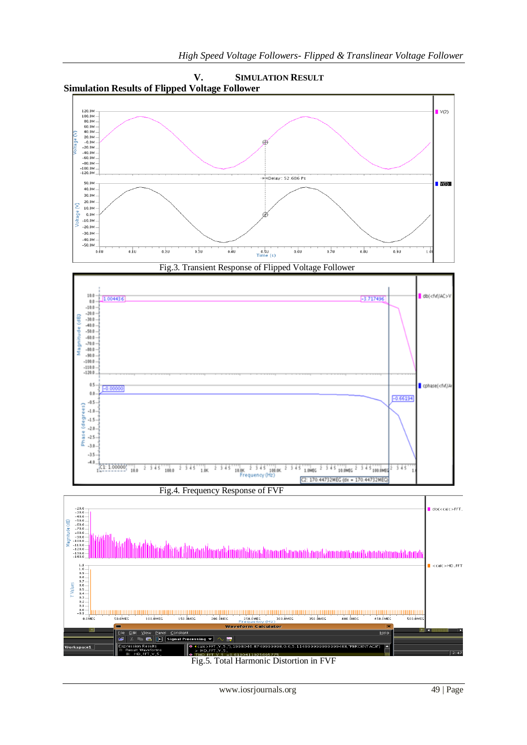## V. SIMULATION RESULT

### Simulation Results of Flipped Voltage Follower

Fig.3. Transient Response of Flipped Voltage Follower

Fig.4. Frequency Response of FVF

Fig.5. Total Harmonic Distortion in FVF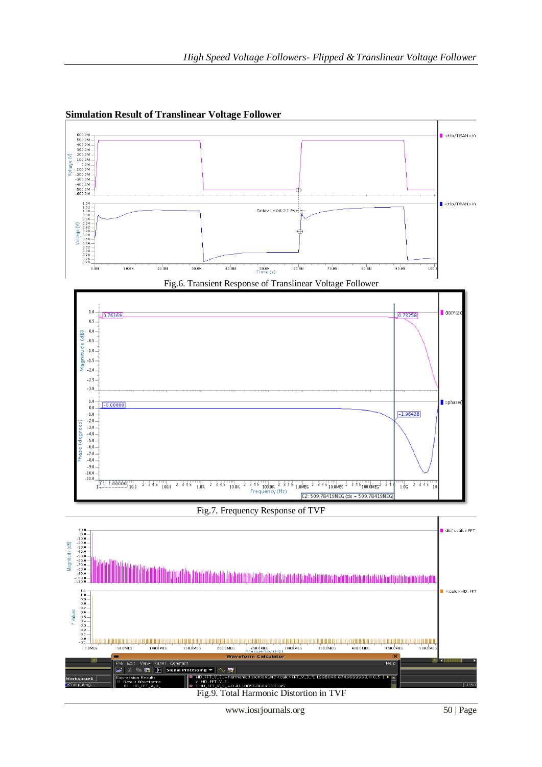**Simulation Result of Translinear Voltage Follower**

Fig.6. Transient Response of Translinear Voltage Follower

Fig.7. Frequency Response of TVF

Fig.9. Total Harmonic Distortion in TVF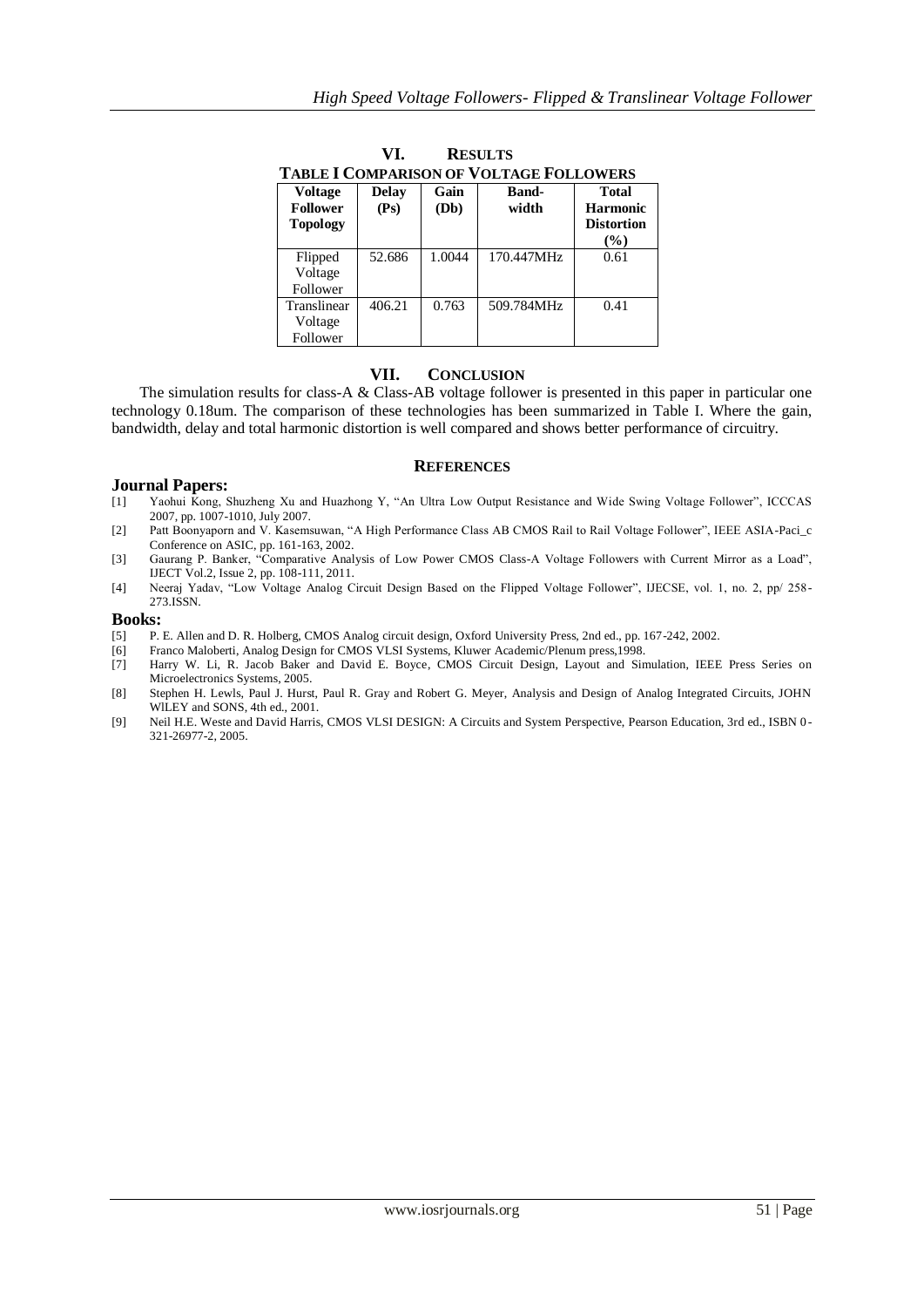## VI. RESULTS

**TABLE I COMPARISON OF VOLTAGE FOLLOWERS**

| Voltage Follower Topology | Delay (Ps) | Gain (Db) | Band-width | Total Harmonic Distortion (%) |
|---|---|---|---|---|
| Flipped Voltage Follower | 52.686 | 1.0044 | 170.447MHz | 0.61 |
| Translinear Voltage Follower | 406.21 | 0.763 | 509.784MHz | 0.41 |

## VII. CONCLUSION

The simulation results for class-A & Class-AB voltage follower is presented in this paper in particular one technology 0.18um. The comparison of these technologies has been summarized in Table I. Where the gain, bandwidth, delay and total harmonic distortion is well compared and shows better performance of circuitry.

## REFERENCES

### Journal Papers:

[1] Yaohui Kong, Shuzheng Xu and Huazhong Y, "An Ultra Low Output Resistance and Wide Swing Voltage Follower", ICCCAS 2007, pp. 1007-1010, July 2007.

[2] Patt Boonyaporn and V. Kasemsuwan, "A High Performance Class AB CMOS Rail to Rail Voltage Follower", IEEE ASIA-Paci_c Conference on ASIC, pp. 161-163, 2002.

[3] Gaurang P. Banker, "Comparative Analysis of Low Power CMOS Class-A Voltage Followers with Current Mirror as a Load", IJECT Vol.2, Issue 2, pp. 108-111, 2011.

[4] Neeraj Yadav, "Low Voltage Analog Circuit Design Based on the Flipped Voltage Follower", IJECSE, vol. 1, no. 2, pp/ 258-273.ISSN.

### Books:

[5] P. E. Allen and D. R. Holberg, CMOS Analog circuit design, Oxford University Press, 2nd ed., pp. 167-242, 2002.

[6] Franco Maloberti, Analog Design for CMOS VLSI Systems, Kluwer Academic/Plenum press,1998.

[7] Harry W. Li, R. Jacob Baker and David E. Boyce, CMOS Circuit Design, Layout and Simulation, IEEE Press Series on Microelectronics Systems, 2005.

[8] Stephen H. Lewls, Paul J. Hurst, Paul R. Gray and Robert G. Meyer, Analysis and Design of Analog Integrated Circuits, JOHN WILEY and SONS, 4th ed., 2001.

[9] Neil H.E. Weste and David Harris, CMOS VLSI DESIGN: A Circuits and System Perspective, Pearson Education, 3rd ed., ISBN 0-321-26977-2, 2005.